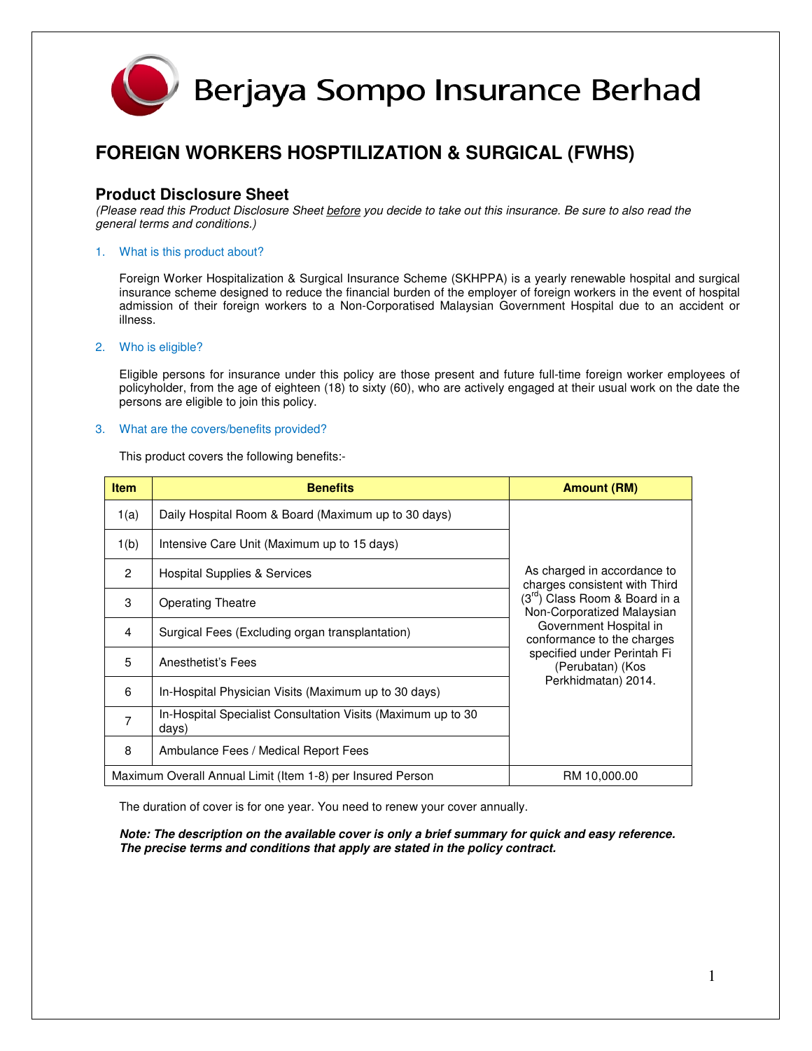Berjaya Sompo Insurance Berhad

# FOREIGN WORKERS HOSPTILIZATION & SURGICAL (FWHS)

## Product Disclosure Sheet

*(Please read this Product Disclosure Sheet before you decide to take out this insurance. Be sure to also read the general terms and conditions.)*

### 1. What is this product about?

Foreign Worker Hospitalization & Surgical Insurance Scheme (SKHPPA) is a yearly renewable hospital and surgical insurance scheme designed to reduce the financial burden of the employer of foreign workers in the event of hospital admission of their foreign workers to a Non-Corporatised Malaysian Government Hospital due to an accident or illness.

### 2. Who is eligible?

Eligible persons for insurance under this policy are those present and future full-time foreign worker employees of policyholder, from the age of eighteen (18) to sixty (60), who are actively engaged at their usual work on the date the persons are eligible to join this policy.

### 3. What are the covers/benefits provided?

This product covers the following benefits:-

| Item | Benefits | Amount (RM) |
|---|---|---|
| 1(a) | Daily Hospital Room & Board (Maximum up to 30 days) | As charged in accordance to charges consistent with Third (3rd) Class Room & Board in a Non-Corporatized Malaysian Government Hospital in conformance to the charges specified under Perintah Fi (Perubatan) (Kos Perkhidmatan) 2014. |
| 1(b) | Intensive Care Unit (Maximum up to 15 days) | |
| 2 | Hospital Supplies & Services | |
| 3 | Operating Theatre | |
| 4 | Surgical Fees (Excluding organ transplantation) | |
| 5 | Anesthetist's Fees | |
| 6 | In-Hospital Physician Visits (Maximum up to 30 days) | |
| 7 | In-Hospital Specialist Consultation Visits (Maximum up to 30 days) | |
| 8 | Ambulance Fees / Medical Report Fees | |
| Maximum Overall Annual Limit (Item 1-8) per Insured Person | | RM 10,000.00 |

The duration of cover is for one year. You need to renew your cover annually.

***Note: The description on the available cover is only a brief summary for quick and easy reference. The precise terms and conditions that apply are stated in the policy contract.***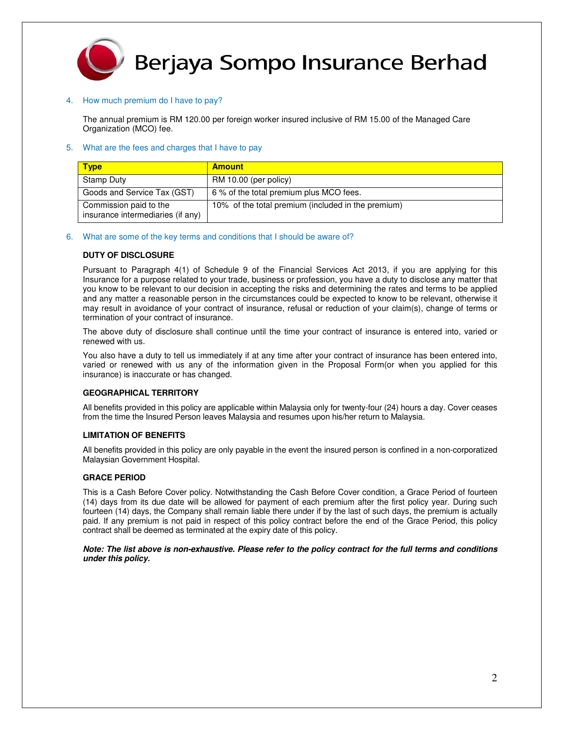# Berjaya Sompo Insurance Berhad

4. How much premium do I have to pay?

   The annual premium is RM 120.00 per foreign worker insured inclusive of RM 15.00 of the Managed Care Organization (MCO) fee.

5. What are the fees and charges that I have to pay

| Type | Amount |
|---|---|
| Stamp Duty | RM 10.00 (per policy) |
| Goods and Service Tax (GST) | 6 % of the total premium plus MCO fees. |
| Commission paid to the insurance intermediaries (if any) | 10% of the total premium (included in the premium) |

6. What are some of the key terms and conditions that I should be aware of?

**DUTY OF DISCLOSURE**

Pursuant to Paragraph 4(1) of Schedule 9 of the Financial Services Act 2013, if you are applying for this Insurance for a purpose related to your trade, business or profession, you have a duty to disclose any matter that you know to be relevant to our decision in accepting the risks and determining the rates and terms to be applied and any matter a reasonable person in the circumstances could be expected to know to be relevant, otherwise it may result in avoidance of your contract of insurance, refusal or reduction of your claim(s), change of terms or termination of your contract of insurance.

The above duty of disclosure shall continue until the time your contract of insurance is entered into, varied or renewed with us.

You also have a duty to tell us immediately if at any time after your contract of insurance has been entered into, varied or renewed with us any of the information given in the Proposal Form(or when you applied for this insurance) is inaccurate or has changed.

**GEOGRAPHICAL TERRITORY**

All benefits provided in this policy are applicable within Malaysia only for twenty-four (24) hours a day. Cover ceases from the time the Insured Person leaves Malaysia and resumes upon his/her return to Malaysia.

**LIMITATION OF BENEFITS**

All benefits provided in this policy are only payable in the event the insured person is confined in a non-corporatized Malaysian Government Hospital.

**GRACE PERIOD**

This is a Cash Before Cover policy. Notwithstanding the Cash Before Cover condition, a Grace Period of fourteen (14) days from its due date will be allowed for payment of each premium after the first policy year. During such fourteen (14) days, the Company shall remain liable there under if by the last of such days, the premium is actually paid. If any premium is not paid in respect of this policy contract before the end of the Grace Period, this policy contract shall be deemed as terminated at the expiry date of this policy.

***Note: The list above is non-exhaustive. Please refer to the policy contract for the full terms and conditions under this policy.***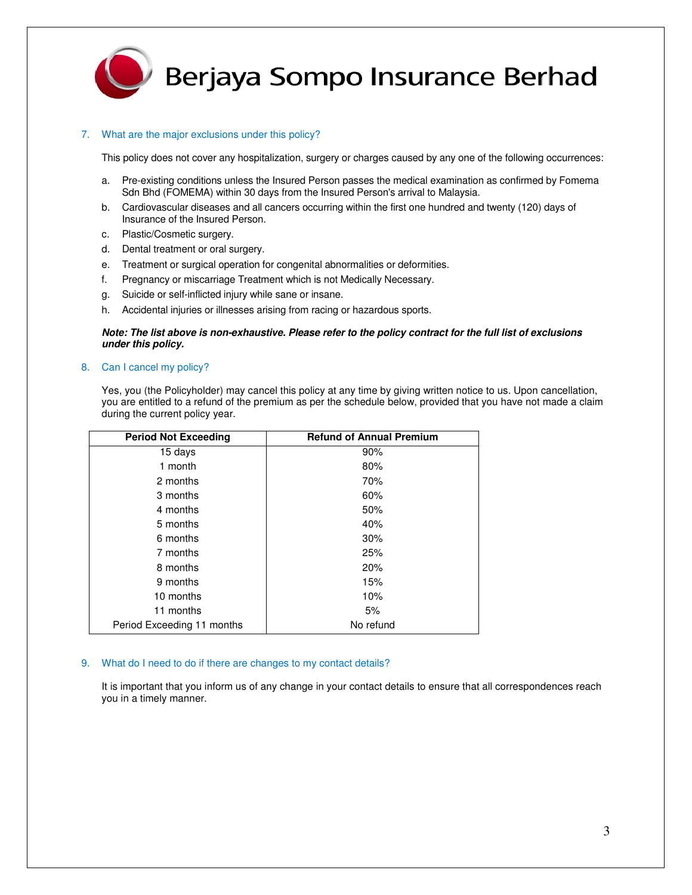7. What are the major exclusions under this policy?

This policy does not cover any hospitalization, surgery or charges caused by any one of the following occurrences:

a. Pre-existing conditions unless the Insured Person passes the medical examination as confirmed by Fomema Sdn Bhd (FOMEMA) within 30 days from the Insured Person's arrival to Malaysia.
b. Cardiovascular diseases and all cancers occurring within the first one hundred and twenty (120) days of Insurance of the Insured Person.
c. Plastic/Cosmetic surgery.
d. Dental treatment or oral surgery.
e. Treatment or surgical operation for congenital abnormalities or deformities.
f. Pregnancy or miscarriage Treatment which is not Medically Necessary.
g. Suicide or self-inflicted injury while sane or insane.
h. Accidental injuries or illnesses arising from racing or hazardous sports.

***Note: The list above is non-exhaustive. Please refer to the policy contract for the full list of exclusions under this policy.***

8. Can I cancel my policy?

Yes, you (the Policyholder) may cancel this policy at any time by giving written notice to us. Upon cancellation, you are entitled to a refund of the premium as per the schedule below, provided that you have not made a claim during the current policy year.

| Period Not Exceeding | Refund of Annual Premium |
|---|---|
| 15 days | 90% |
| 1 month | 80% |
| 2 months | 70% |
| 3 months | 60% |
| 4 months | 50% |
| 5 months | 40% |
| 6 months | 30% |
| 7 months | 25% |
| 8 months | 20% |
| 9 months | 15% |
| 10 months | 10% |
| 11 months | 5% |
| Period Exceeding 11 months | No refund |

9. What do I need to do if there are changes to my contact details?

It is important that you inform us of any change in your contact details to ensure that all correspondences reach you in a timely manner.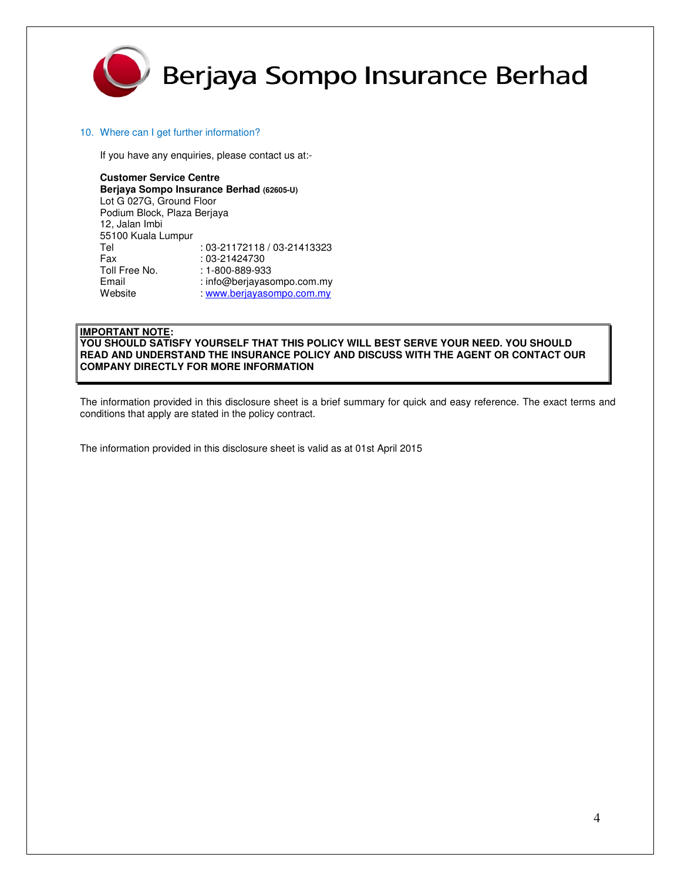# Berjaya Sompo Insurance Berhad

## 10. Where can I get further information?

If you have any enquiries, please contact us at:-

**Customer Service Centre**
**Berjaya Sompo Insurance Berhad (62605-U)**
Lot G 027G, Ground Floor
Podium Block, Plaza Berjaya
12, Jalan Imbi
55100 Kuala Lumpur

| | |
|---|---|
| Tel | : 03-21172118 / 03-21413323 |
| Fax | : 03-21424730 |
| Toll Free No. | : 1-800-889-933 |
| Email | : info@berjayasompo.com.my |
| Website | : www.berjayasompo.com.my |

**IMPORTANT NOTE:**
**YOU SHOULD SATISFY YOURSELF THAT THIS POLICY WILL BEST SERVE YOUR NEED. YOU SHOULD READ AND UNDERSTAND THE INSURANCE POLICY AND DISCUSS WITH THE AGENT OR CONTACT OUR COMPANY DIRECTLY FOR MORE INFORMATION**

The information provided in this disclosure sheet is a brief summary for quick and easy reference. The exact terms and conditions that apply are stated in the policy contract.

The information provided in this disclosure sheet is valid as at 01st April 2015